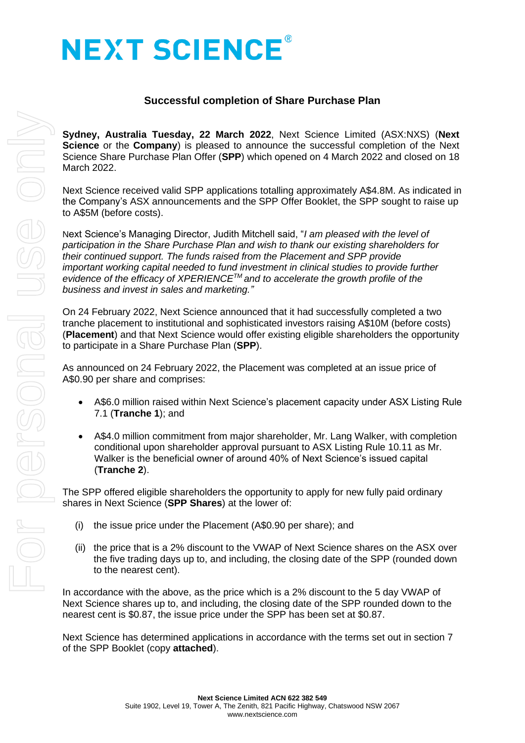# NEXT SCIENCE®

## Successful completion of Share Purchase Plan

**Sydney, Australia Tuesday, 22 March 2022**, Next Science Limited (ASX:NXS) (**Next Science** or the **Company**) is pleased to announce the successful completion of the Next Science Share Purchase Plan Offer (**SPP**) which opened on 4 March 2022 and closed on 18 March 2022.

Next Science received valid SPP applications totalling approximately A$4.8M. As indicated in the Company's ASX announcements and the SPP Offer Booklet, the SPP sought to raise up to A$5M (before costs).

Next Science's Managing Director, Judith Mitchell said, "*I am pleased with the level of participation in the Share Purchase Plan and wish to thank our existing shareholders for their continued support. The funds raised from the Placement and SPP provide important working capital needed to fund investment in clinical studies to provide further evidence of the efficacy of XPERIENCE™ and to accelerate the growth profile of the business and invest in sales and marketing.*"

On 24 February 2022, Next Science announced that it had successfully completed a two tranche placement to institutional and sophisticated investors raising A$10M (before costs) (**Placement**) and that Next Science would offer existing eligible shareholders the opportunity to participate in a Share Purchase Plan (**SPP**).

As announced on 24 February 2022, the Placement was completed at an issue price of A$0.90 per share and comprises:

- A$6.0 million raised within Next Science's placement capacity under ASX Listing Rule 7.1 (**Tranche 1**); and
- A$4.0 million commitment from major shareholder, Mr. Lang Walker, with completion conditional upon shareholder approval pursuant to ASX Listing Rule 10.11 as Mr. Walker is the beneficial owner of around 40% of Next Science's issued capital (**Tranche 2**).

The SPP offered eligible shareholders the opportunity to apply for new fully paid ordinary shares in Next Science (**SPP Shares**) at the lower of:

(i) the issue price under the Placement (A$0.90 per share); and

(ii) the price that is a 2% discount to the VWAP of Next Science shares on the ASX over the five trading days up to, and including, the closing date of the SPP (rounded down to the nearest cent).

In accordance with the above, as the price which is a 2% discount to the 5 day VWAP of Next Science shares up to, and including, the closing date of the SPP rounded down to the nearest cent is $0.87, the issue price under the SPP has been set at $0.87.

Next Science has determined applications in accordance with the terms set out in section 7 of the SPP Booklet (copy **attached**).

**Next Science Limited ACN 622 382 549**
Suite 1902, Level 19, Tower A, The Zenith, 821 Pacific Highway, Chatswood NSW 2067
www.nextscience.com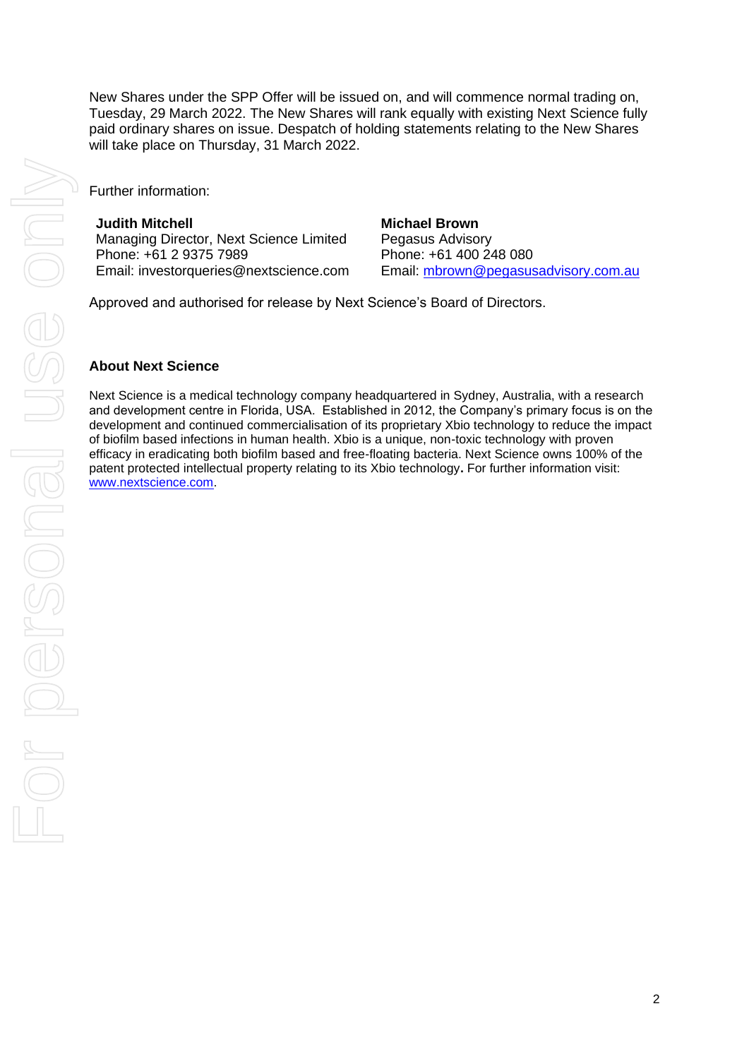New Shares under the SPP Offer will be issued on, and will commence normal trading on, Tuesday, 29 March 2022. The New Shares will rank equally with existing Next Science fully paid ordinary shares on issue. Despatch of holding statements relating to the New Shares will take place on Thursday, 31 March 2022.

Further information:

**Judith Mitchell**
Managing Director, Next Science Limited
Phone: +61 2 9375 7989
Email: investorqueries@nextscience.com

**Michael Brown**
Pegasus Advisory
Phone: +61 400 248 080
Email: mbrown@pegasusadvisory.com.au

Approved and authorised for release by Next Science's Board of Directors.

## About Next Science

Next Science is a medical technology company headquartered in Sydney, Australia, with a research and development centre in Florida, USA. Established in 2012, the Company's primary focus is on the development and continued commercialisation of its proprietary Xbio technology to reduce the impact of biofilm based infections in human health. Xbio is a unique, non-toxic technology with proven efficacy in eradicating both biofilm based and free-floating bacteria. Next Science owns 100% of the patent protected intellectual property relating to its Xbio technology. For further information visit: www.nextscience.com.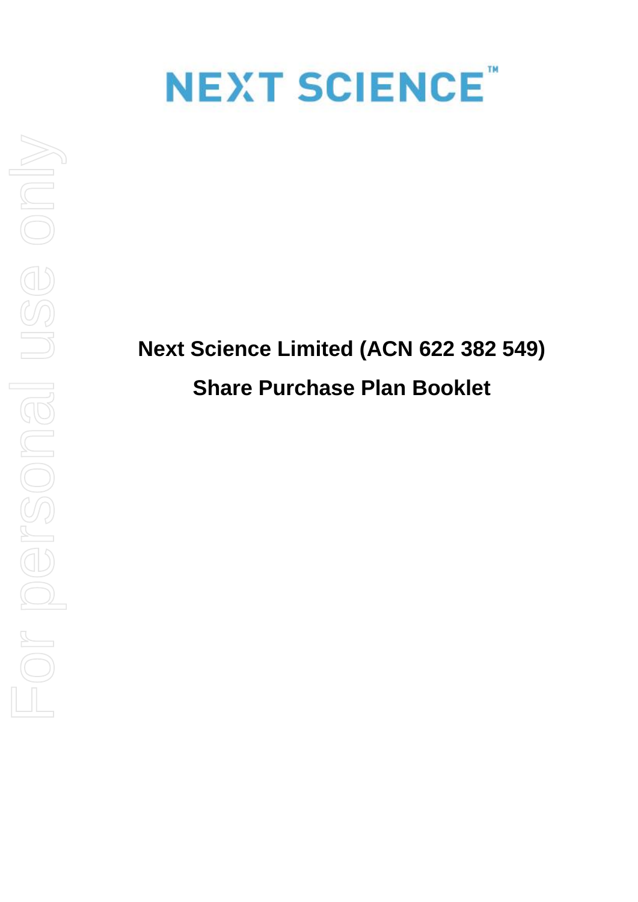# NEXT SCIENCE™

**Next Science Limited (ACN 622 382 549)**

**Share Purchase Plan Booklet**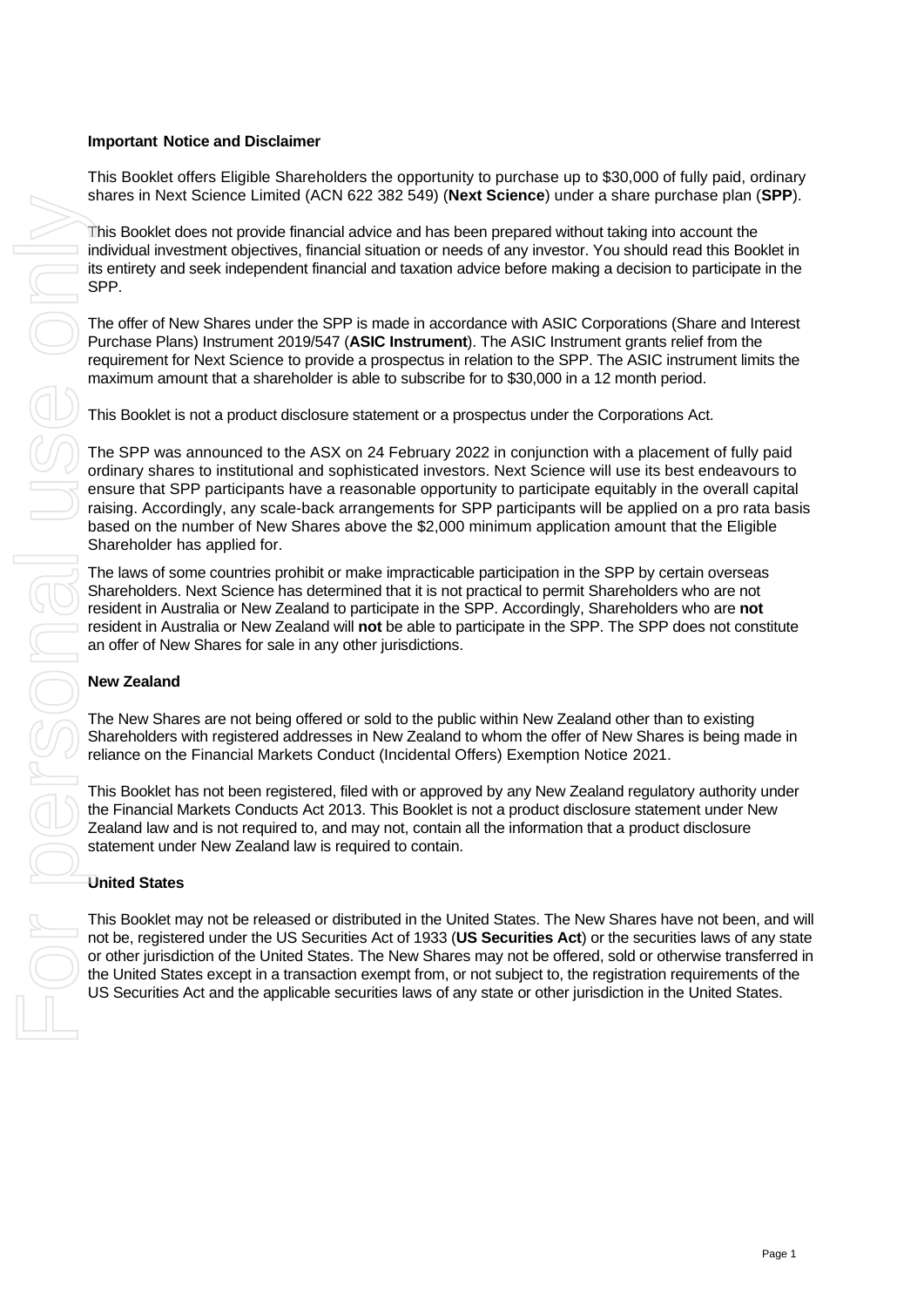**Important Notice and Disclaimer**

This Booklet offers Eligible Shareholders the opportunity to purchase up to $30,000 of fully paid, ordinary shares in Next Science Limited (ACN 622 382 549) (**Next Science**) under a share purchase plan (**SPP**).

This Booklet does not provide financial advice and has been prepared without taking into account the individual investment objectives, financial situation or needs of any investor. You should read this Booklet in its entirety and seek independent financial and taxation advice before making a decision to participate in the SPP.

The offer of New Shares under the SPP is made in accordance with ASIC Corporations (Share and Interest Purchase Plans) Instrument 2019/547 (**ASIC Instrument**). The ASIC Instrument grants relief from the requirement for Next Science to provide a prospectus in relation to the SPP. The ASIC instrument limits the maximum amount that a shareholder is able to subscribe for to $30,000 in a 12 month period.

This Booklet is not a product disclosure statement or a prospectus under the Corporations Act.

The SPP was announced to the ASX on 24 February 2022 in conjunction with a placement of fully paid ordinary shares to institutional and sophisticated investors. Next Science will use its best endeavours to ensure that SPP participants have a reasonable opportunity to participate equitably in the overall capital raising. Accordingly, any scale-back arrangements for SPP participants will be applied on a pro rata basis based on the number of New Shares above the $2,000 minimum application amount that the Eligible Shareholder has applied for.

The laws of some countries prohibit or make impracticable participation in the SPP by certain overseas Shareholders. Next Science has determined that it is not practical to permit Shareholders who are not resident in Australia or New Zealand to participate in the SPP. Accordingly, Shareholders who are **not** resident in Australia or New Zealand will **not** be able to participate in the SPP. The SPP does not constitute an offer of New Shares for sale in any other jurisdictions.

**New Zealand**

The New Shares are not being offered or sold to the public within New Zealand other than to existing Shareholders with registered addresses in New Zealand to whom the offer of New Shares is being made in reliance on the Financial Markets Conduct (Incidental Offers) Exemption Notice 2021.

This Booklet has not been registered, filed with or approved by any New Zealand regulatory authority under the Financial Markets Conducts Act 2013. This Booklet is not a product disclosure statement under New Zealand law and is not required to, and may not, contain all the information that a product disclosure statement under New Zealand law is required to contain.

**United States**

This Booklet may not be released or distributed in the United States. The New Shares have not been, and will not be, registered under the US Securities Act of 1933 (**US Securities Act**) or the securities laws of any state or other jurisdiction of the United States. The New Shares may not be offered, sold or otherwise transferred in the United States except in a transaction exempt from, or not subject to, the registration requirements of the US Securities Act and the applicable securities laws of any state or other jurisdiction in the United States.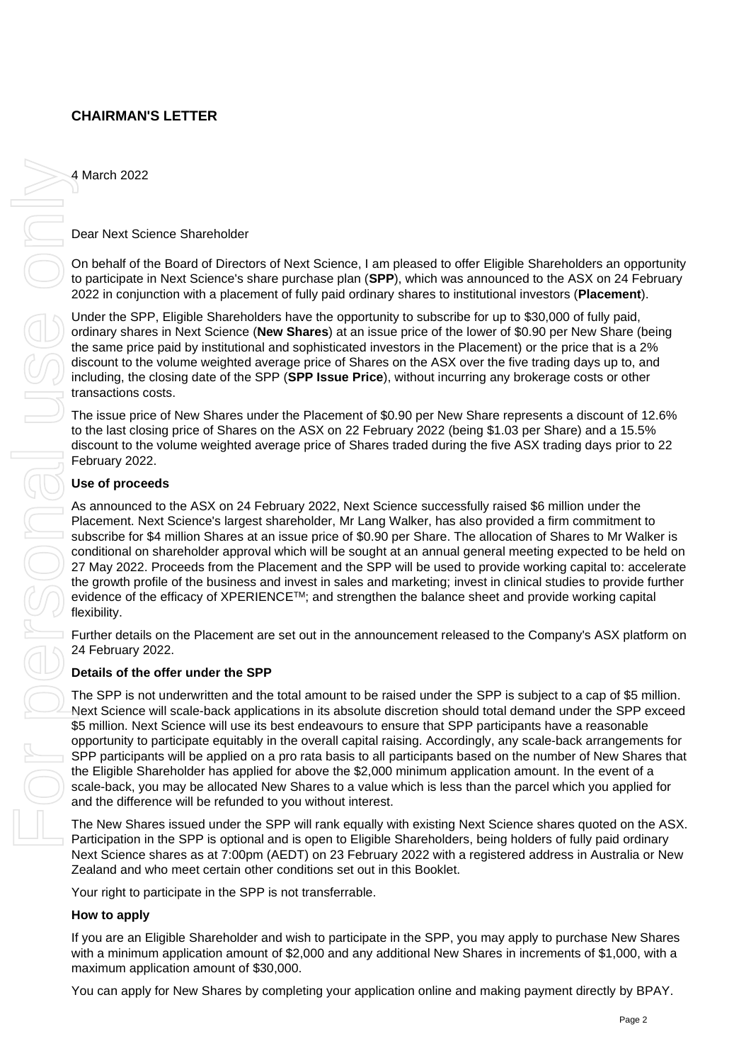# CHAIRMAN'S LETTER

4 March 2022

Dear Next Science Shareholder

On behalf of the Board of Directors of Next Science, I am pleased to offer Eligible Shareholders an opportunity to participate in Next Science's share purchase plan (**SPP**), which was announced to the ASX on 24 February 2022 in conjunction with a placement of fully paid ordinary shares to institutional investors (**Placement**).

Under the SPP, Eligible Shareholders have the opportunity to subscribe for up to $30,000 of fully paid, ordinary shares in Next Science (**New Shares**) at an issue price of the lower of $0.90 per New Share (being the same price paid by institutional and sophisticated investors in the Placement) or the price that is a 2% discount to the volume weighted average price of Shares on the ASX over the five trading days up to, and including, the closing date of the SPP (**SPP Issue Price**), without incurring any brokerage costs or other transactions costs.

The issue price of New Shares under the Placement of $0.90 per New Share represents a discount of 12.6% to the last closing price of Shares on the ASX on 22 February 2022 (being $1.03 per Share) and a 15.5% discount to the volume weighted average price of Shares traded during the five ASX trading days prior to 22 February 2022.

**Use of proceeds**

As announced to the ASX on 24 February 2022, Next Science successfully raised $6 million under the Placement. Next Science's largest shareholder, Mr Lang Walker, has also provided a firm commitment to subscribe for $4 million Shares at an issue price of $0.90 per Share. The allocation of Shares to Mr Walker is conditional on shareholder approval which will be sought at an annual general meeting expected to be held on 27 May 2022. Proceeds from the Placement and the SPP will be used to provide working capital to: accelerate the growth profile of the business and invest in sales and marketing; invest in clinical studies to provide further evidence of the efficacy of XPERIENCE™; and strengthen the balance sheet and provide working capital flexibility.

Further details on the Placement are set out in the announcement released to the Company's ASX platform on 24 February 2022.

**Details of the offer under the SPP**

The SPP is not underwritten and the total amount to be raised under the SPP is subject to a cap of $5 million. Next Science will scale-back applications in its absolute discretion should total demand under the SPP exceed $5 million. Next Science will use its best endeavours to ensure that SPP participants have a reasonable opportunity to participate equitably in the overall capital raising. Accordingly, any scale-back arrangements for SPP participants will be applied on a pro rata basis to all participants based on the number of New Shares that the Eligible Shareholder has applied for above the $2,000 minimum application amount. In the event of a scale-back, you may be allocated New Shares to a value which is less than the parcel which you applied for and the difference will be refunded to you without interest.

The New Shares issued under the SPP will rank equally with existing Next Science shares quoted on the ASX. Participation in the SPP is optional and is open to Eligible Shareholders, being holders of fully paid ordinary Next Science shares as at 7:00pm (AEDT) on 23 February 2022 with a registered address in Australia or New Zealand and who meet certain other conditions set out in this Booklet.

Your right to participate in the SPP is not transferrable.

**How to apply**

If you are an Eligible Shareholder and wish to participate in the SPP, you may apply to purchase New Shares with a minimum application amount of $2,000 and any additional New Shares in increments of $1,000, with a maximum application amount of $30,000.

You can apply for New Shares by completing your application online and making payment directly by BPAY.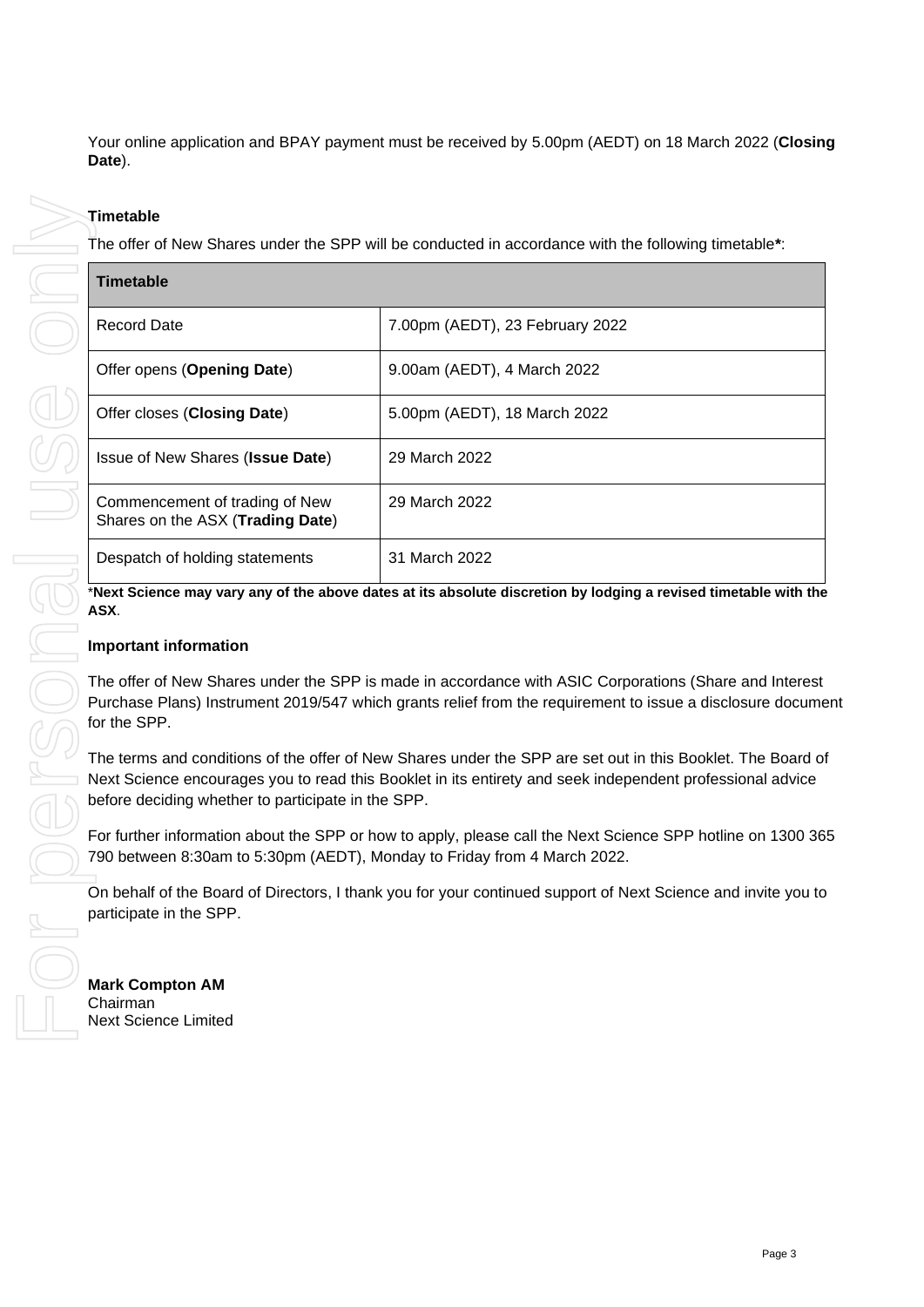Your online application and BPAY payment must be received by 5.00pm (AEDT) on 18 March 2022 (**Closing Date**).

**Timetable**

The offer of New Shares under the SPP will be conducted in accordance with the following timetable**\***:

| **Timetable** | |
|---|---|
| Record Date | 7.00pm (AEDT), 23 February 2022 |
| Offer opens (**Opening Date**) | 9.00am (AEDT), 4 March 2022 |
| Offer closes (**Closing Date**) | 5.00pm (AEDT), 18 March 2022 |
| Issue of New Shares (**Issue Date**) | 29 March 2022 |
| Commencement of trading of New Shares on the ASX (**Trading Date**) | 29 March 2022 |
| Despatch of holding statements | 31 March 2022 |

\***Next Science may vary any of the above dates at its absolute discretion by lodging a revised timetable with the ASX**.

**Important information**

The offer of New Shares under the SPP is made in accordance with ASIC Corporations (Share and Interest Purchase Plans) Instrument 2019/547 which grants relief from the requirement to issue a disclosure document for the SPP.

The terms and conditions of the offer of New Shares under the SPP are set out in this Booklet. The Board of Next Science encourages you to read this Booklet in its entirety and seek independent professional advice before deciding whether to participate in the SPP.

For further information about the SPP or how to apply, please call the Next Science SPP hotline on 1300 365 790 between 8:30am to 5:30pm (AEDT), Monday to Friday from 4 March 2022.

On behalf of the Board of Directors, I thank you for your continued support of Next Science and invite you to participate in the SPP.

**Mark Compton AM**
Chairman
Next Science Limited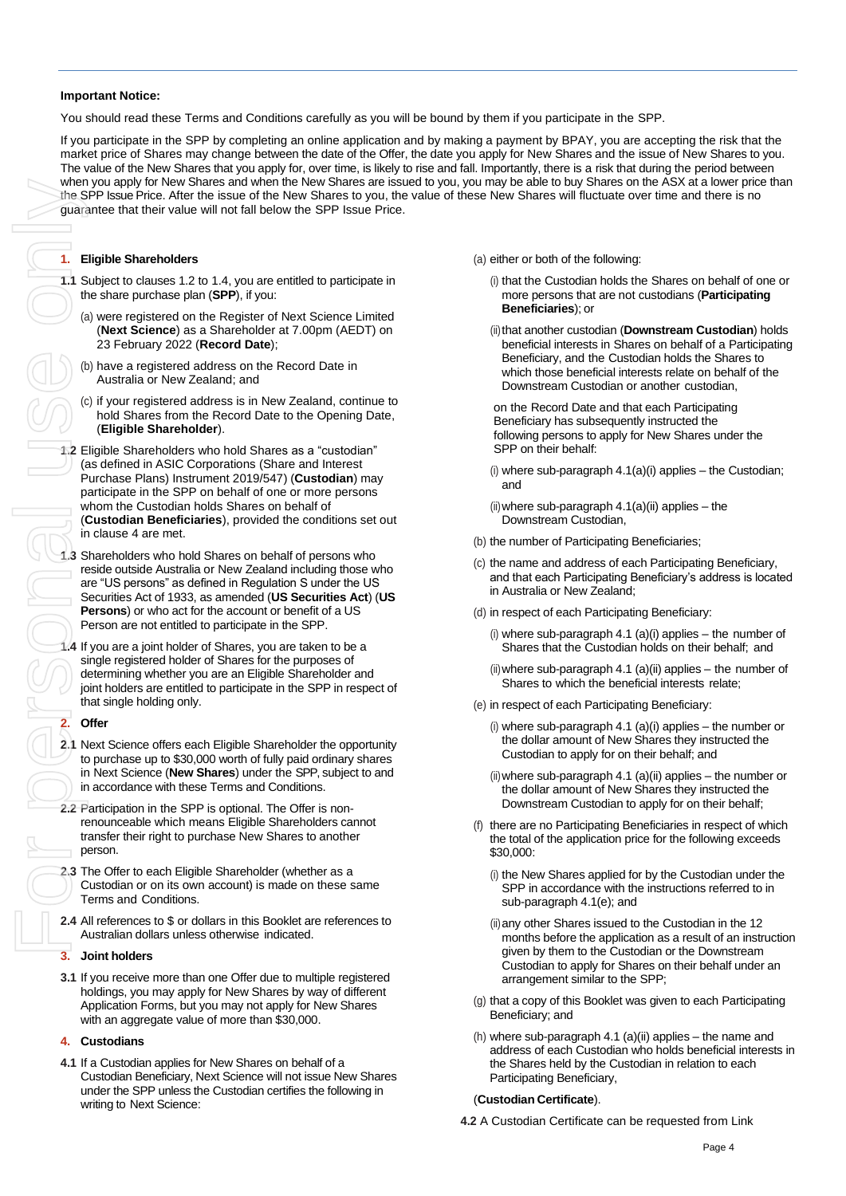**Important Notice:**

You should read these Terms and Conditions carefully as you will be bound by them if you participate in the SPP.

If you participate in the SPP by completing an online application and by making a payment by BPAY, you are accepting the risk that the market price of Shares may change between the date of the Offer, the date you apply for New Shares and the issue of New Shares to you. The value of the New Shares that you apply for, over time, is likely to rise and fall. Importantly, there is a risk that during the period between when you apply for New Shares and when the New Shares are issued to you, you may be able to buy Shares on the ASX at a lower price than the SPP Issue Price. After the issue of the New Shares to you, the value of these New Shares will fluctuate over time and there is no guarantee that their value will not fall below the SPP Issue Price.

## 1. Eligible Shareholders

**1.1** Subject to clauses 1.2 to 1.4, you are entitled to participate in the share purchase plan (**SPP**), if you:

(a) were registered on the Register of Next Science Limited (**Next Science**) as a Shareholder at 7.00pm (AEDT) on 23 February 2022 (**Record Date**);

(b) have a registered address on the Record Date in Australia or New Zealand; and

(c) if your registered address is in New Zealand, continue to hold Shares from the Record Date to the Opening Date, (**Eligible Shareholder**).

**1.2** Eligible Shareholders who hold Shares as a "custodian" (as defined in ASIC Corporations (Share and Interest Purchase Plans) Instrument 2019/547) (**Custodian**) may participate in the SPP on behalf of one or more persons whom the Custodian holds Shares on behalf of (**Custodian Beneficiaries**), provided the conditions set out in clause 4 are met.

**1.3** Shareholders who hold Shares on behalf of persons who reside outside Australia or New Zealand including those who are "US persons" as defined in Regulation S under the US Securities Act of 1933, as amended (**US Securities Act**) (**US Persons**) or who act for the account or benefit of a US Person are not entitled to participate in the SPP.

**1.4** If you are a joint holder of Shares, you are taken to be a single registered holder of Shares for the purposes of determining whether you are an Eligible Shareholder and joint holders are entitled to participate in the SPP in respect of that single holding only.

## 2. Offer

**2.1** Next Science offers each Eligible Shareholder the opportunity to purchase up to $30,000 worth of fully paid ordinary shares in Next Science (**New Shares**) under the SPP, subject to and in accordance with these Terms and Conditions.

**2.2** Participation in the SPP is optional. The Offer is non-renounceable which means Eligible Shareholders cannot transfer their right to purchase New Shares to another person.

**2.3** The Offer to each Eligible Shareholder (whether as a Custodian or on its own account) is made on these same Terms and Conditions.

**2.4** All references to $ or dollars in this Booklet are references to Australian dollars unless otherwise indicated.

## 3. Joint holders

**3.1** If you receive more than one Offer due to multiple registered holdings, you may apply for New Shares by way of different Application Forms, but you may not apply for New Shares with an aggregate value of more than $30,000.

## 4. Custodians

**4.1** If a Custodian applies for New Shares on behalf of a Custodian Beneficiary, Next Science will not issue New Shares under the SPP unless the Custodian certifies the following in writing to Next Science:

(a) either or both of the following:

(i) that the Custodian holds the Shares on behalf of one or more persons that are not custodians (**Participating Beneficiaries**); or

(ii) that another custodian (**Downstream Custodian**) holds beneficial interests in Shares on behalf of a Participating Beneficiary, and the Custodian holds the Shares to which those beneficial interests relate on behalf of the Downstream Custodian or another custodian,

on the Record Date and that each Participating Beneficiary has subsequently instructed the following persons to apply for New Shares under the SPP on their behalf:

(i) where sub-paragraph 4.1(a)(i) applies – the Custodian; and

(ii) where sub-paragraph 4.1(a)(ii) applies – the Downstream Custodian,

(b) the number of Participating Beneficiaries;

(c) the name and address of each Participating Beneficiary, and that each Participating Beneficiary's address is located in Australia or New Zealand;

(d) in respect of each Participating Beneficiary:

(i) where sub-paragraph 4.1 (a)(i) applies – the number of Shares that the Custodian holds on their behalf; and

(ii) where sub-paragraph 4.1 (a)(ii) applies – the number of Shares to which the beneficial interests relate;

(e) in respect of each Participating Beneficiary:

(i) where sub-paragraph 4.1 (a)(i) applies – the number or the dollar amount of New Shares they instructed the Custodian to apply for on their behalf; and

(ii) where sub-paragraph 4.1 (a)(ii) applies – the number or the dollar amount of New Shares they instructed the Downstream Custodian to apply for on their behalf;

(f) there are no Participating Beneficiaries in respect of which the total of the application price for the following exceeds $30,000:

(i) the New Shares applied for by the Custodian under the SPP in accordance with the instructions referred to in sub-paragraph 4.1(e); and

(ii) any other Shares issued to the Custodian in the 12 months before the application as a result of an instruction given by them to the Custodian or the Downstream Custodian to apply for Shares on their behalf under an arrangement similar to the SPP;

(g) that a copy of this Booklet was given to each Participating Beneficiary; and

(h) where sub-paragraph 4.1 (a)(ii) applies – the name and address of each Custodian who holds beneficial interests in the Shares held by the Custodian in relation to each Participating Beneficiary,

(**Custodian Certificate**).

**4.2** A Custodian Certificate can be requested from Link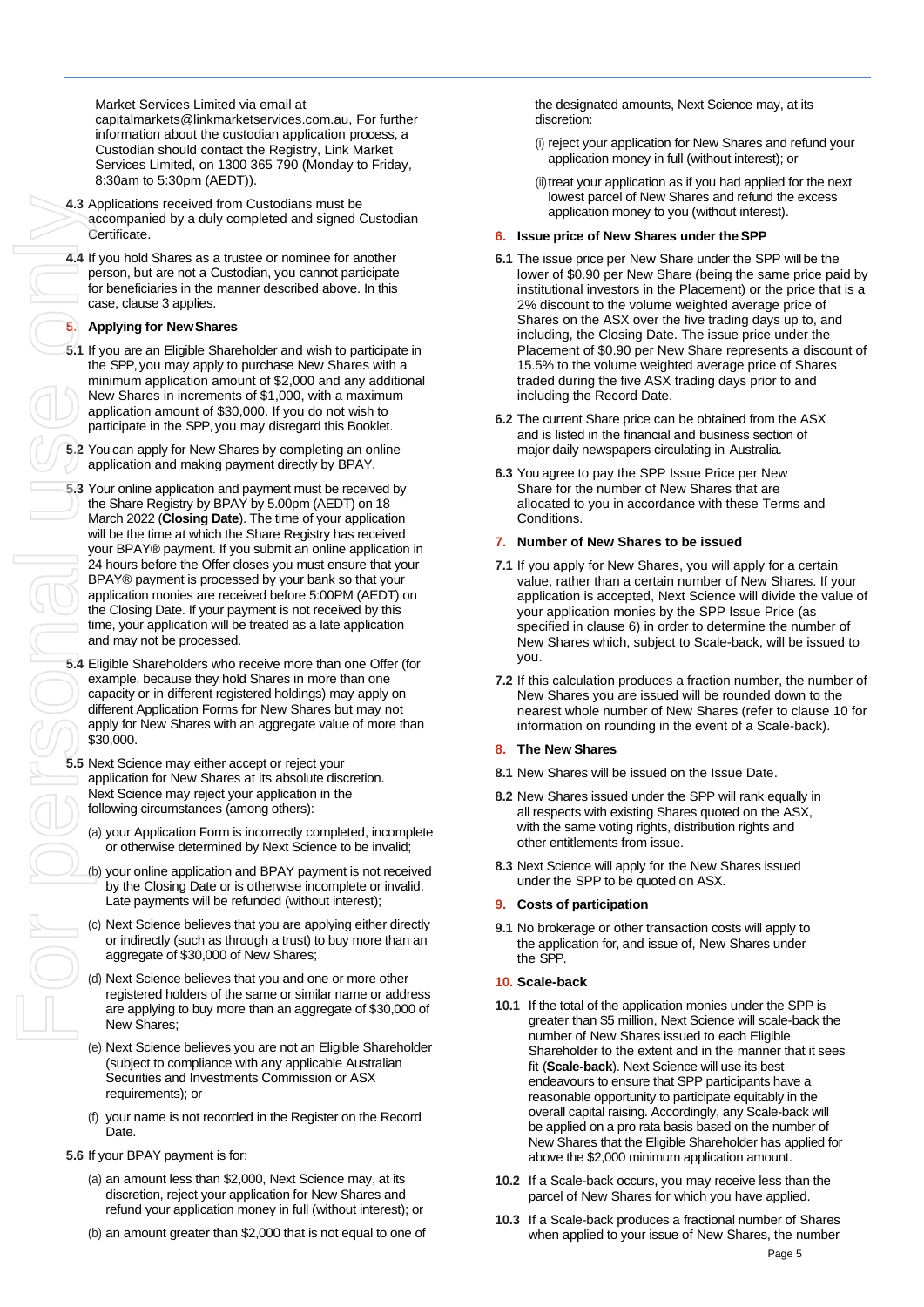Market Services Limited via email at capitalmarkets@linkmarketservices.com.au, For further information about the custodian application process, a Custodian should contact the Registry, Link Market Services Limited, on 1300 365 790 (Monday to Friday, 8:30am to 5:30pm (AEDT)).

**4.3** Applications received from Custodians must be accompanied by a duly completed and signed Custodian Certificate.

**4.4** If you hold Shares as a trustee or nominee for another person, but are not a Custodian, you cannot participate for beneficiaries in the manner described above. In this case, clause 3 applies.

## 5. Applying for New Shares

**5.1** If you are an Eligible Shareholder and wish to participate in the SPP, you may apply to purchase New Shares with a minimum application amount of $2,000 and any additional New Shares in increments of $1,000, with a maximum application amount of $30,000. If you do not wish to participate in the SPP, you may disregard this Booklet.

**5.2** You can apply for New Shares by completing an online application and making payment directly by BPAY.

**5.3** Your online application and payment must be received by the Share Registry by BPAY by 5.00pm (AEDT) on 18 March 2022 (**Closing Date**). The time of your application will be the time at which the Share Registry has received your BPAY® payment. If you submit an online application in 24 hours before the Offer closes you must ensure that your BPAY® payment is processed by your bank so that your application monies are received before 5:00PM (AEDT) on the Closing Date. If your payment is not received by this time, your application will be treated as a late application and may not be processed.

**5.4** Eligible Shareholders who receive more than one Offer (for example, because they hold Shares in more than one capacity or in different registered holdings) may apply on different Application Forms for New Shares but may not apply for New Shares with an aggregate value of more than $30,000.

**5.5** Next Science may either accept or reject your application for New Shares at its absolute discretion. Next Science may reject your application in the following circumstances (among others):

(a) your Application Form is incorrectly completed, incomplete or otherwise determined by Next Science to be invalid;

(b) your online application and BPAY payment is not received by the Closing Date or is otherwise incomplete or invalid. Late payments will be refunded (without interest);

(c) Next Science believes that you are applying either directly or indirectly (such as through a trust) to buy more than an aggregate of $30,000 of New Shares;

(d) Next Science believes that you and one or more other registered holders of the same or similar name or address are applying to buy more than an aggregate of $30,000 of New Shares;

(e) Next Science believes you are not an Eligible Shareholder (subject to compliance with any applicable Australian Securities and Investments Commission or ASX requirements); or

(f) your name is not recorded in the Register on the Record Date.

**5.6** If your BPAY payment is for:

(a) an amount less than $2,000, Next Science may, at its discretion, reject your application for New Shares and refund your application money in full (without interest); or

(b) an amount greater than $2,000 that is not equal to one of the designated amounts, Next Science may, at its discretion:

(i) reject your application for New Shares and refund your application money in full (without interest); or

(ii) treat your application as if you had applied for the next lowest parcel of New Shares and refund the excess application money to you (without interest).

## 6. Issue price of New Shares under the SPP

**6.1** The issue price per New Share under the SPP will be the lower of $0.90 per New Share (being the same price paid by institutional investors in the Placement) or the price that is a 2% discount to the volume weighted average price of Shares on the ASX over the five trading days up to, and including, the Closing Date. The issue price under the Placement of $0.90 per New Share represents a discount of 15.5% to the volume weighted average price of Shares traded during the five ASX trading days prior to and including the Record Date.

**6.2** The current Share price can be obtained from the ASX and is listed in the financial and business section of major daily newspapers circulating in Australia.

**6.3** You agree to pay the SPP Issue Price per New Share for the number of New Shares that are allocated to you in accordance with these Terms and Conditions.

## 7. Number of New Shares to be issued

**7.1** If you apply for New Shares, you will apply for a certain value, rather than a certain number of New Shares. If your application is accepted, Next Science will divide the value of your application monies by the SPP Issue Price (as specified in clause 6) in order to determine the number of New Shares which, subject to Scale-back, will be issued to you.

**7.2** If this calculation produces a fraction number, the number of New Shares you are issued will be rounded down to the nearest whole number of New Shares (refer to clause 10 for information on rounding in the event of a Scale-back).

## 8. The New Shares

**8.1** New Shares will be issued on the Issue Date.

**8.2** New Shares issued under the SPP will rank equally in all respects with existing Shares quoted on the ASX, with the same voting rights, distribution rights and other entitlements from issue.

**8.3** Next Science will apply for the New Shares issued under the SPP to be quoted on ASX.

## 9. Costs of participation

**9.1** No brokerage or other transaction costs will apply to the application for, and issue of, New Shares under the SPP.

## 10. Scale-back

**10.1** If the total of the application monies under the SPP is greater than $5 million, Next Science will scale-back the number of New Shares issued to each Eligible Shareholder to the extent and in the manner that it sees fit (**Scale-back**). Next Science will use its best endeavours to ensure that SPP participants have a reasonable opportunity to participate equitably in the overall capital raising. Accordingly, any Scale-back will be applied on a pro rata basis based on the number of New Shares that the Eligible Shareholder has applied for above the $2,000 minimum application amount.

**10.2** If a Scale-back occurs, you may receive less than the parcel of New Shares for which you have applied.

**10.3** If a Scale-back produces a fractional number of Shares when applied to your issue of New Shares, the number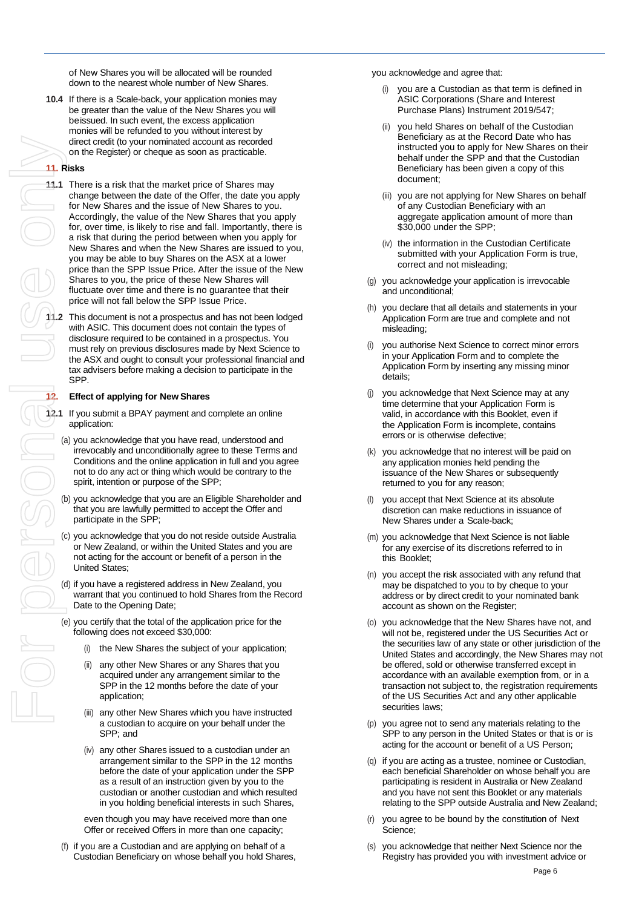of New Shares you will be allocated will be rounded down to the nearest whole number of New Shares.

**10.4** If there is a Scale-back, your application monies may be greater than the value of the New Shares you will beissued. In such event, the excess application monies will be refunded to you without interest by direct credit (to your nominated account as recorded on the Register) or cheque as soon as practicable.

## 11. Risks

**11.1** There is a risk that the market price of Shares may change between the date of the Offer, the date you apply for New Shares and the issue of New Shares to you. Accordingly, the value of the New Shares that you apply for, over time, is likely to rise and fall. Importantly, there is a risk that during the period between when you apply for New Shares and when the New Shares are issued to you, you may be able to buy Shares on the ASX at a lower price than the SPP Issue Price. After the issue of the New Shares to you, the price of these New Shares will fluctuate over time and there is no guarantee that their price will not fall below the SPP Issue Price.

**11.2** This document is not a prospectus and has not been lodged with ASIC. This document does not contain the types of disclosure required to be contained in a prospectus. You must rely on previous disclosures made by Next Science to the ASX and ought to consult your professional financial and tax advisers before making a decision to participate in the SPP.

## 12. Effect of applying for New Shares

**12.1** If you submit a BPAY payment and complete an online application:

(a) you acknowledge that you have read, understood and irrevocably and unconditionally agree to these Terms and Conditions and the online application in full and you agree not to do any act or thing which would be contrary to the spirit, intention or purpose of the SPP;

(b) you acknowledge that you are an Eligible Shareholder and that you are lawfully permitted to accept the Offer and participate in the SPP;

(c) you acknowledge that you do not reside outside Australia or New Zealand, or within the United States and you are not acting for the account or benefit of a person in the United States;

(d) if you have a registered address in New Zealand, you warrant that you continued to hold Shares from the Record Date to the Opening Date;

(e) you certify that the total of the application price for the following does not exceed $30,000:

(i) the New Shares the subject of your application;

(ii) any other New Shares or any Shares that you acquired under any arrangement similar to the SPP in the 12 months before the date of your application;

(iii) any other New Shares which you have instructed a custodian to acquire on your behalf under the SPP; and

(iv) any other Shares issued to a custodian under an arrangement similar to the SPP in the 12 months before the date of your application under the SPP as a result of an instruction given by you to the custodian or another custodian and which resulted in you holding beneficial interests in such Shares,

even though you may have received more than one Offer or received Offers in more than one capacity;

(f) if you are a Custodian and are applying on behalf of a Custodian Beneficiary on whose behalf you hold Shares, you acknowledge and agree that:

(i) you are a Custodian as that term is defined in ASIC Corporations (Share and Interest Purchase Plans) Instrument 2019/547;

(ii) you held Shares on behalf of the Custodian Beneficiary as at the Record Date who has instructed you to apply for New Shares on their behalf under the SPP and that the Custodian Beneficiary has been given a copy of this document;

(iii) you are not applying for New Shares on behalf of any Custodian Beneficiary with an aggregate application amount of more than $30,000 under the SPP;

(iv) the information in the Custodian Certificate submitted with your Application Form is true, correct and not misleading;

(g) you acknowledge your application is irrevocable and unconditional;

(h) you declare that all details and statements in your Application Form are true and complete and not misleading;

(i) you authorise Next Science to correct minor errors in your Application Form and to complete the Application Form by inserting any missing minor details;

(j) you acknowledge that Next Science may at any time determine that your Application Form is valid, in accordance with this Booklet, even if the Application Form is incomplete, contains errors or is otherwise defective;

(k) you acknowledge that no interest will be paid on any application monies held pending the issuance of the New Shares or subsequently returned to you for any reason;

(l) you accept that Next Science at its absolute discretion can make reductions in issuance of New Shares under a Scale-back;

(m) you acknowledge that Next Science is not liable for any exercise of its discretions referred to in this Booklet;

(n) you accept the risk associated with any refund that may be dispatched to you to by cheque to your address or by direct credit to your nominated bank account as shown on the Register;

(o) you acknowledge that the New Shares have not, and will not be, registered under the US Securities Act or the securities law of any state or other jurisdiction of the United States and accordingly, the New Shares may not be offered, sold or otherwise transferred except in accordance with an available exemption from, or in a transaction not subject to, the registration requirements of the US Securities Act and any other applicable securities laws;

(p) you agree not to send any materials relating to the SPP to any person in the United States or that is or is acting for the account or benefit of a US Person;

(q) if you are acting as a trustee, nominee or Custodian, each beneficial Shareholder on whose behalf you are participating is resident in Australia or New Zealand and you have not sent this Booklet or any materials relating to the SPP outside Australia and New Zealand;

(r) you agree to be bound by the constitution of Next Science;

(s) you acknowledge that neither Next Science nor the Registry has provided you with investment advice or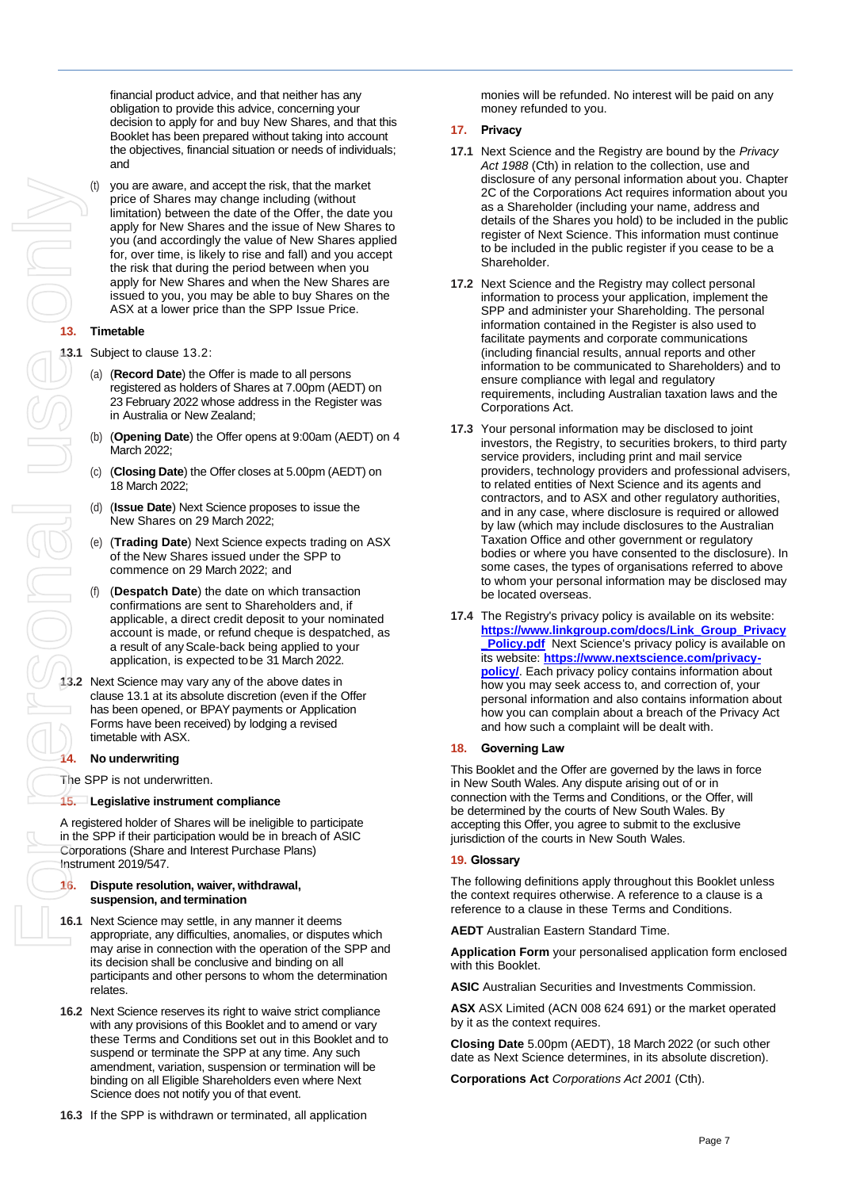financial product advice, and that neither has any obligation to provide this advice, concerning your decision to apply for and buy New Shares, and that this Booklet has been prepared without taking into account the objectives, financial situation or needs of individuals; and

(t) you are aware, and accept the risk, that the market price of Shares may change including (without limitation) between the date of the Offer, the date you apply for New Shares and the issue of New Shares to you (and accordingly the value of New Shares applied for, over time, is likely to rise and fall) and you accept the risk that during the period between when you apply for New Shares and when the New Shares are issued to you, you may be able to buy Shares on the ASX at a lower price than the SPP Issue Price.

## 13. Timetable

**13.1** Subject to clause 13.2:

(a) (**Record Date**) the Offer is made to all persons registered as holders of Shares at 7.00pm (AEDT) on 23 February 2022 whose address in the Register was in Australia or New Zealand;

(b) (**Opening Date**) the Offer opens at 9:00am (AEDT) on 4 March 2022;

(c) (**Closing Date**) the Offer closes at 5.00pm (AEDT) on 18 March 2022;

(d) (**Issue Date**) Next Science proposes to issue the New Shares on 29 March 2022;

(e) (**Trading Date**) Next Science expects trading on ASX of the New Shares issued under the SPP to commence on 29 March 2022; and

(f) (**Despatch Date**) the date on which transaction confirmations are sent to Shareholders and, if applicable, a direct credit deposit to your nominated account is made, or refund cheque is despatched, as a result of any Scale-back being applied to your application, is expected to be 31 March 2022.

**13.2** Next Science may vary any of the above dates in clause 13.1 at its absolute discretion (even if the Offer has been opened, or BPAY payments or Application Forms have been received) by lodging a revised timetable with ASX.

## 14. No underwriting

The SPP is not underwritten.

## 15. Legislative instrument compliance

A registered holder of Shares will be ineligible to participate in the SPP if their participation would be in breach of ASIC Corporations (Share and Interest Purchase Plans) Instrument 2019/547.

## 16. Dispute resolution, waiver, withdrawal, suspension, and termination

**16.1** Next Science may settle, in any manner it deems appropriate, any difficulties, anomalies, or disputes which may arise in connection with the operation of the SPP and its decision shall be conclusive and binding on all participants and other persons to whom the determination relates.

**16.2** Next Science reserves its right to waive strict compliance with any provisions of this Booklet and to amend or vary these Terms and Conditions set out in this Booklet and to suspend or terminate the SPP at any time. Any such amendment, variation, suspension or termination will be binding on all Eligible Shareholders even where Next Science does not notify you of that event.

**16.3** If the SPP is withdrawn or terminated, all application monies will be refunded. No interest will be paid on any money refunded to you.

## 17. Privacy

**17.1** Next Science and the Registry are bound by the *Privacy Act 1988* (Cth) in relation to the collection, use and disclosure of any personal information about you. Chapter 2C of the Corporations Act requires information about you as a Shareholder (including your name, address and details of the Shares you hold) to be included in the public register of Next Science. This information must continue to be included in the public register if you cease to be a Shareholder.

**17.2** Next Science and the Registry may collect personal information to process your application, implement the SPP and administer your Shareholding. The personal information contained in the Register is also used to facilitate payments and corporate communications (including financial results, annual reports and other information to be communicated to Shareholders) and to ensure compliance with legal and regulatory requirements, including Australian taxation laws and the Corporations Act.

**17.3** Your personal information may be disclosed to joint investors, the Registry, to securities brokers, to third party service providers, including print and mail service providers, technology providers and professional advisers, to related entities of Next Science and its agents and contractors, and to ASX and other regulatory authorities, and in any case, where disclosure is required or allowed by law (which may include disclosures to the Australian Taxation Office and other government or regulatory bodies or where you have consented to the disclosure). In some cases, the types of organisations referred to above to whom your personal information may be disclosed may be located overseas.

**17.4** The Registry's privacy policy is available on its website: **https://www.linkgroup.com/docs/Link_Group_Privacy_Policy.pdf** Next Science's privacy policy is available on its website: **https://www.nextscience.com/privacy-policy/**. Each privacy policy contains information about how you may seek access to, and correction of, your personal information and also contains information about how you can complain about a breach of the Privacy Act and how such a complaint will be dealt with.

## 18. Governing Law

This Booklet and the Offer are governed by the laws in force in New South Wales. Any dispute arising out of or in connection with the Terms and Conditions, or the Offer, will be determined by the courts of New South Wales. By accepting this Offer, you agree to submit to the exclusive jurisdiction of the courts in New South Wales.

## 19. Glossary

The following definitions apply throughout this Booklet unless the context requires otherwise. A reference to a clause is a reference to a clause in these Terms and Conditions.

**AEDT** Australian Eastern Standard Time.

**Application Form** your personalised application form enclosed with this Booklet.

**ASIC** Australian Securities and Investments Commission.

**ASX** ASX Limited (ACN 008 624 691) or the market operated by it as the context requires.

**Closing Date** 5.00pm (AEDT), 18 March 2022 (or such other date as Next Science determines, in its absolute discretion).

**Corporations Act** *Corporations Act 2001* (Cth).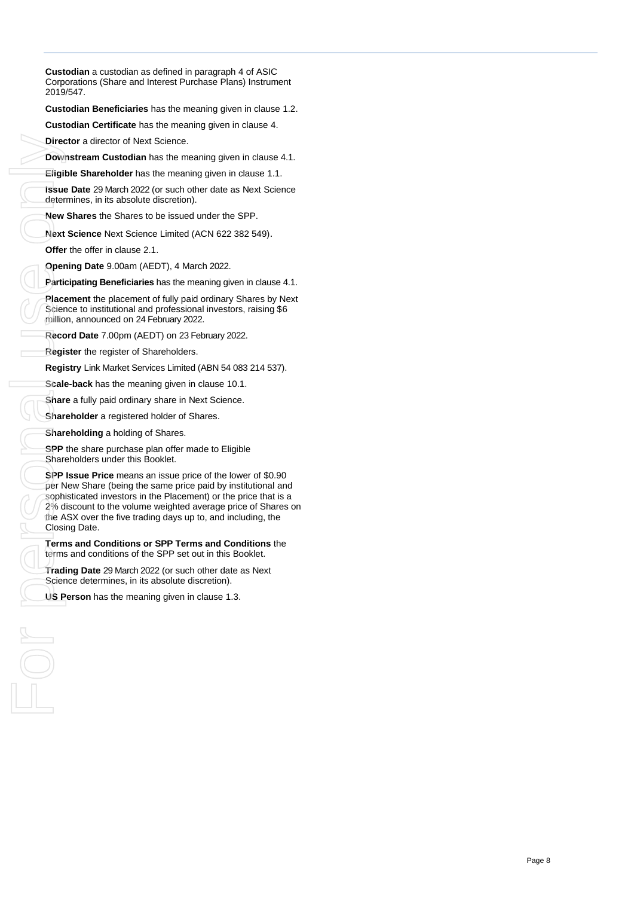**Custodian** a custodian as defined in paragraph 4 of ASIC Corporations (Share and Interest Purchase Plans) Instrument 2019/547.

**Custodian Beneficiaries** has the meaning given in clause 1.2.

**Custodian Certificate** has the meaning given in clause 4.

**Director** a director of Next Science.

**Downstream Custodian** has the meaning given in clause 4.1.

**Eligible Shareholder** has the meaning given in clause 1.1.

**Issue Date** 29 March 2022 (or such other date as Next Science determines, in its absolute discretion).

**New Shares** the Shares to be issued under the SPP.

**Next Science** Next Science Limited (ACN 622 382 549).

**Offer** the offer in clause 2.1.

**Opening Date** 9.00am (AEDT), 4 March 2022.

**Participating Beneficiaries** has the meaning given in clause 4.1.

**Placement** the placement of fully paid ordinary Shares by Next Science to institutional and professional investors, raising $6 million, announced on 24 February 2022.

**Record Date** 7.00pm (AEDT) on 23 February 2022.

**Register** the register of Shareholders.

**Registry** Link Market Services Limited (ABN 54 083 214 537).

**Scale-back** has the meaning given in clause 10.1.

**Share** a fully paid ordinary share in Next Science.

**Shareholder** a registered holder of Shares.

**Shareholding** a holding of Shares.

**SPP** the share purchase plan offer made to Eligible Shareholders under this Booklet.

**SPP Issue Price** means an issue price of the lower of $0.90 per New Share (being the same price paid by institutional and sophisticated investors in the Placement) or the price that is a 2% discount to the volume weighted average price of Shares on the ASX over the five trading days up to, and including, the Closing Date.

**Terms and Conditions or SPP Terms and Conditions** the terms and conditions of the SPP set out in this Booklet.

**Trading Date** 29 March 2022 (or such other date as Next Science determines, in its absolute discretion).

**US Person** has the meaning given in clause 1.3.